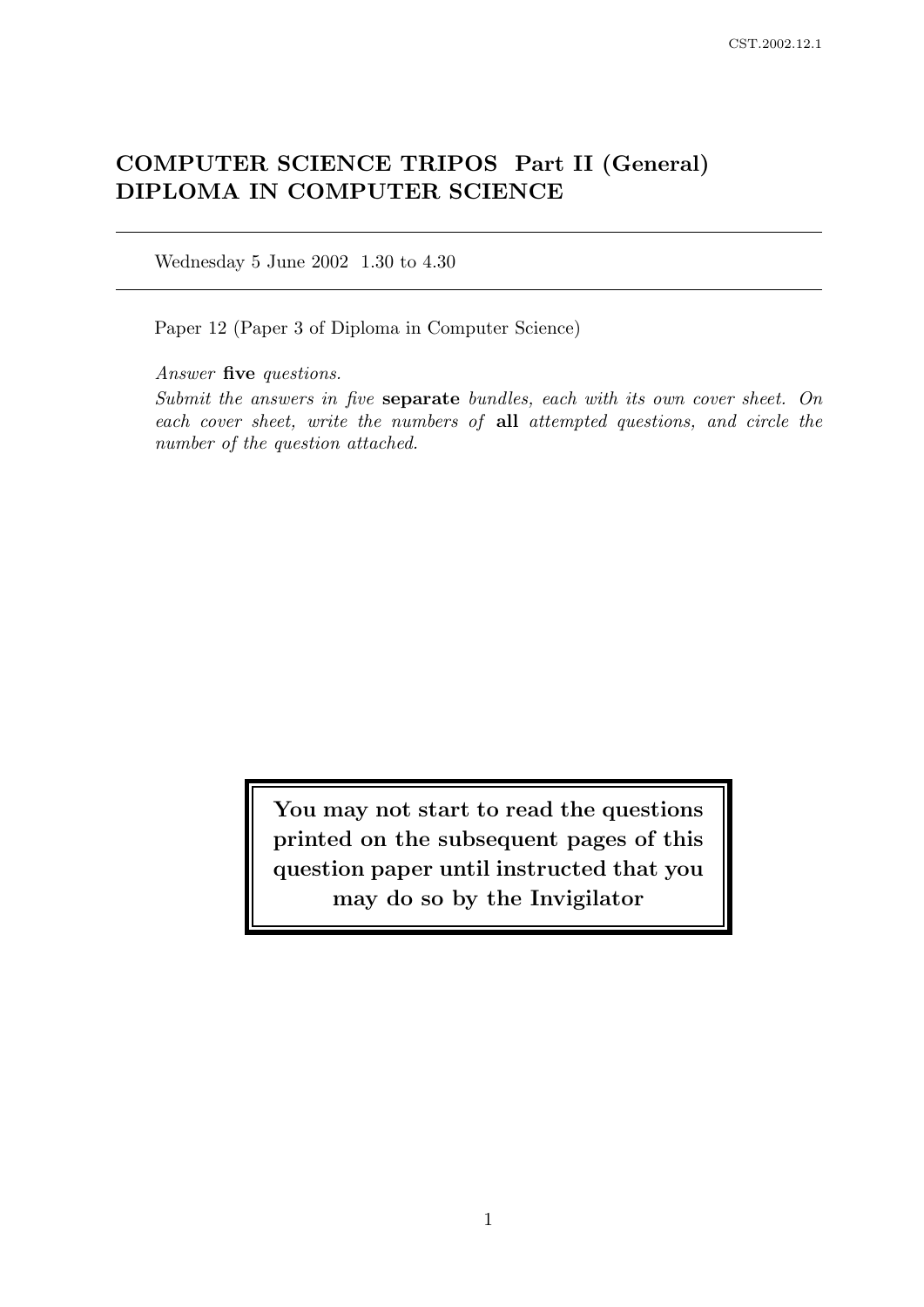# COMPUTER SCIENCE TRIPOS Part II (General)
# DIPLOMA IN COMPUTER SCIENCE

---

Wednesday 5 June 2002 1.30 to 4.30

---

Paper 12 (Paper 3 of Diploma in Computer Science)

*Answer* **five** *questions.*

*Submit the answers in five* **separate** *bundles, each with its own cover sheet. On each cover sheet, write the numbers of* **all** *attempted questions, and circle the number of the question attached.*

**You may not start to read the questions printed on the subsequent pages of this question paper until instructed that you may do so by the Invigilator**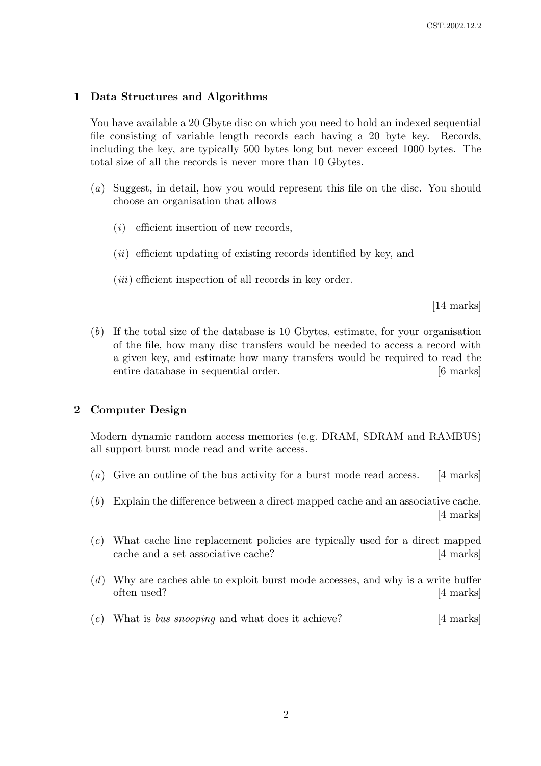## 1 Data Structures and Algorithms

You have available a 20 Gbyte disc on which you need to hold an indexed sequential file consisting of variable length records each having a 20 byte key. Records, including the key, are typically 500 bytes long but never exceed 1000 bytes. The total size of all the records is never more than 10 Gbytes.

(*a*) Suggest, in detail, how you would represent this file on the disc. You should choose an organisation that allows

(*i*) efficient insertion of new records,

(*ii*) efficient updating of existing records identified by key, and

(*iii*) efficient inspection of all records in key order.

[14 marks]

(*b*) If the total size of the database is 10 Gbytes, estimate, for your organisation of the file, how many disc transfers would be needed to access a record with a given key, and estimate how many transfers would be required to read the entire database in sequential order. [6 marks]

## 2 Computer Design

Modern dynamic random access memories (e.g. DRAM, SDRAM and RAMBUS) all support burst mode read and write access.

(*a*) Give an outline of the bus activity for a burst mode read access. [4 marks]

(*b*) Explain the difference between a direct mapped cache and an associative cache. [4 marks]

(*c*) What cache line replacement policies are typically used for a direct mapped cache and a set associative cache? [4 marks]

(*d*) Why are caches able to exploit burst mode accesses, and why is a write buffer often used? [4 marks]

(*e*) What is *bus snooping* and what does it achieve? [4 marks]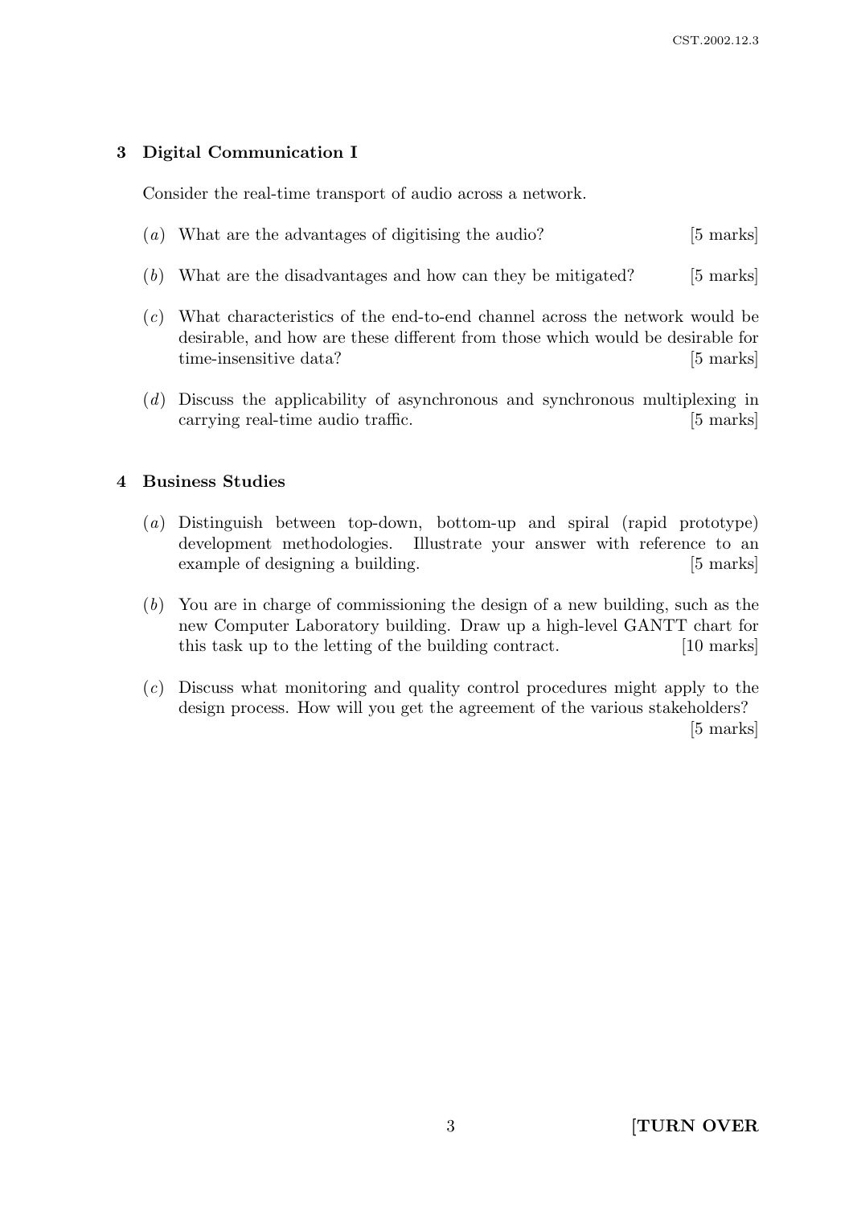## 3 Digital Communication I

Consider the real-time transport of audio across a network.

(*a*) What are the advantages of digitising the audio? [5 marks]

(*b*) What are the disadvantages and how can they be mitigated? [5 marks]

(*c*) What characteristics of the end-to-end channel across the network would be desirable, and how are these different from those which would be desirable for time-insensitive data? [5 marks]

(*d*) Discuss the applicability of asynchronous and synchronous multiplexing in carrying real-time audio traffic. [5 marks]

## 4 Business Studies

(*a*) Distinguish between top-down, bottom-up and spiral (rapid prototype) development methodologies. Illustrate your answer with reference to an example of designing a building. [5 marks]

(*b*) You are in charge of commissioning the design of a new building, such as the new Computer Laboratory building. Draw up a high-level GANTT chart for this task up to the letting of the building contract. [10 marks]

(*c*) Discuss what monitoring and quality control procedures might apply to the design process. How will you get the agreement of the various stakeholders? [5 marks]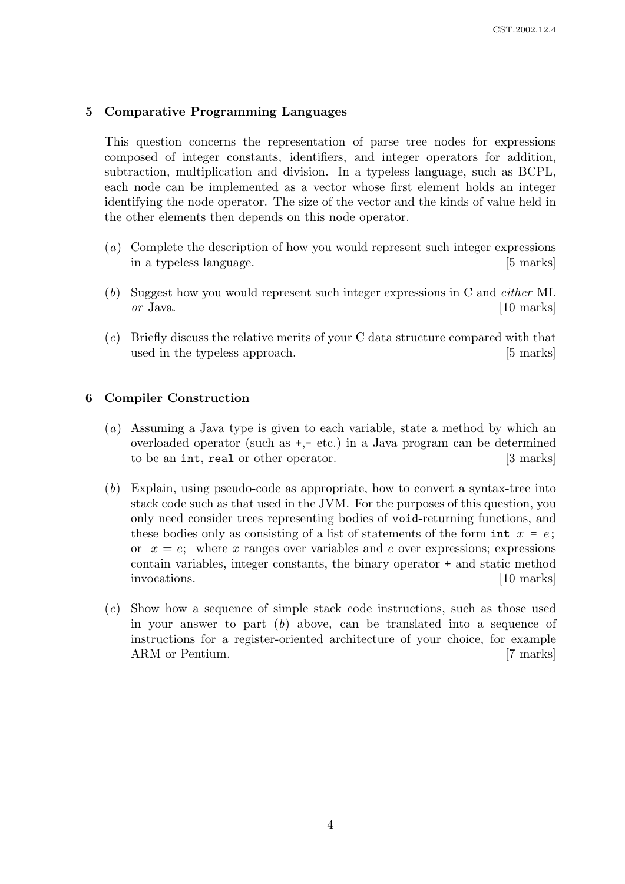## 5 Comparative Programming Languages

This question concerns the representation of parse tree nodes for expressions composed of integer constants, identifiers, and integer operators for addition, subtraction, multiplication and division. In a typeless language, such as BCPL, each node can be implemented as a vector whose first element holds an integer identifying the node operator. The size of the vector and the kinds of value held in the other elements then depends on this node operator.

(*a*) Complete the description of how you would represent such integer expressions in a typeless language. [5 marks]

(*b*) Suggest how you would represent such integer expressions in C and *either* ML *or* Java. [10 marks]

(*c*) Briefly discuss the relative merits of your C data structure compared with that used in the typeless approach. [5 marks]

## 6 Compiler Construction

(*a*) Assuming a Java type is given to each variable, state a method by which an overloaded operator (such as `+`,`-` etc.) in a Java program can be determined to be an `int`, `real` or other operator. [3 marks]

(*b*) Explain, using pseudo-code as appropriate, how to convert a syntax-tree into stack code such as that used in the JVM. For the purposes of this question, you only need consider trees representing bodies of `void`-returning functions, and these bodies only as consisting of a list of statements of the form `int` $x$ `=` $e$`;` or $x = e$; where $x$ ranges over variables and $e$ over expressions; expressions contain variables, integer constants, the binary operator `+` and static method invocations. [10 marks]

(*c*) Show how a sequence of simple stack code instructions, such as those used in your answer to part (*b*) above, can be translated into a sequence of instructions for a register-oriented architecture of your choice, for example ARM or Pentium. [7 marks]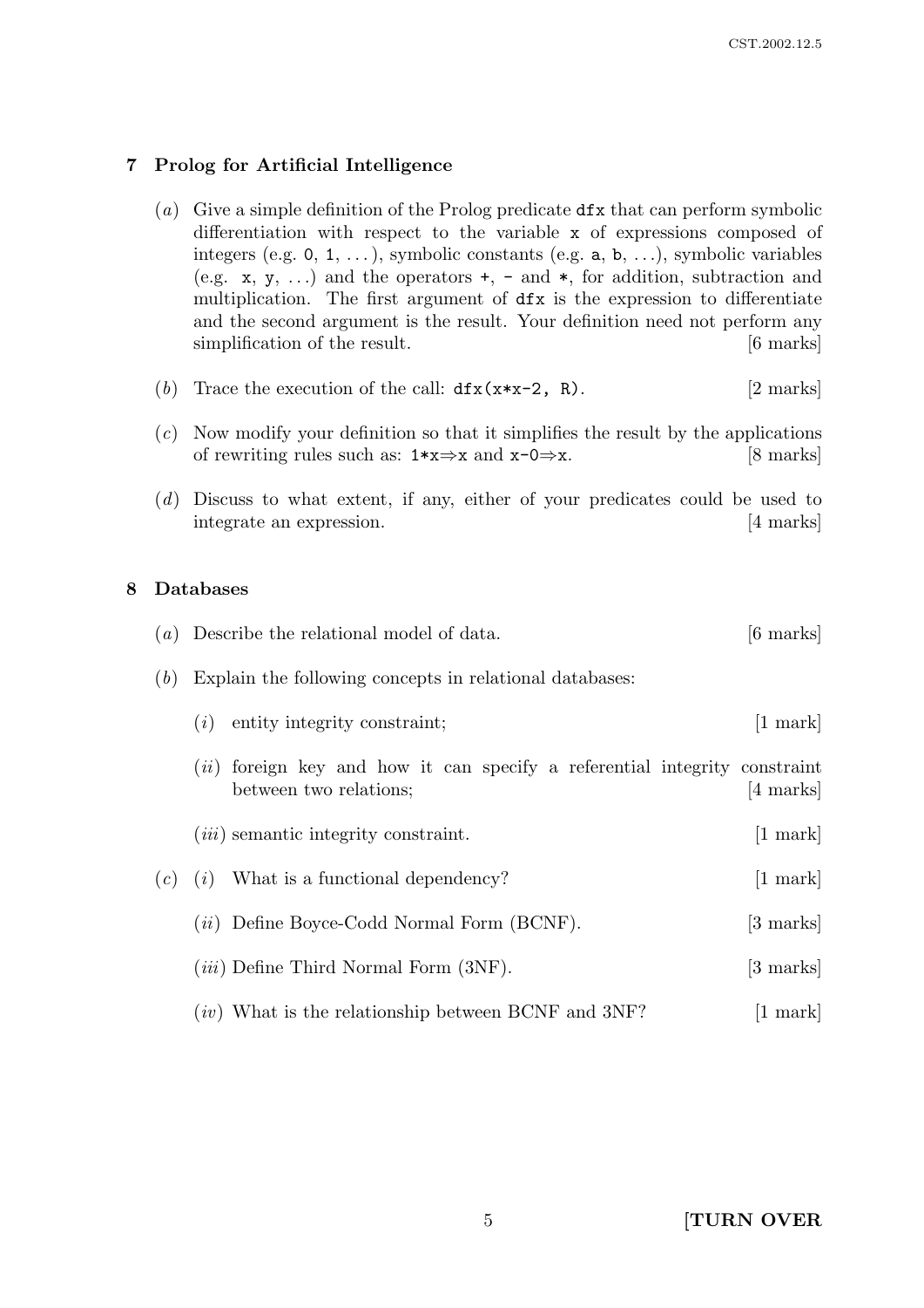## 7 Prolog for Artificial Intelligence

(*a*) Give a simple definition of the Prolog predicate `dfx` that can perform symbolic differentiation with respect to the variable `x` of expressions composed of integers (e.g. `0`, `1`, ...), symbolic constants (e.g. `a`, `b`, ...), symbolic variables (e.g. `x`, `y`, ...) and the operators `+`, `-` and `*`, for addition, subtraction and multiplication. The first argument of `dfx` is the expression to differentiate and the second argument is the result. Your definition need not perform any simplification of the result. [6 marks]

(*b*) Trace the execution of the call: `dfx(x*x-2, R)`. [2 marks]

(*c*) Now modify your definition so that it simplifies the result by the applications of rewriting rules such as: `1*x`⇒`x` and `x-0`⇒`x`. [8 marks]

(*d*) Discuss to what extent, if any, either of your predicates could be used to integrate an expression. [4 marks]

## 8 Databases

(*a*) Describe the relational model of data. [6 marks]

(*b*) Explain the following concepts in relational databases:

- (*i*) entity integrity constraint; [1 mark]
- (*ii*) foreign key and how it can specify a referential integrity constraint between two relations; [4 marks]
- (*iii*) semantic integrity constraint. [1 mark]

(*c*)
- (*i*) What is a functional dependency? [1 mark]
- (*ii*) Define Boyce-Codd Normal Form (BCNF). [3 marks]
- (*iii*) Define Third Normal Form (3NF). [3 marks]
- (*iv*) What is the relationship between BCNF and 3NF? [1 mark]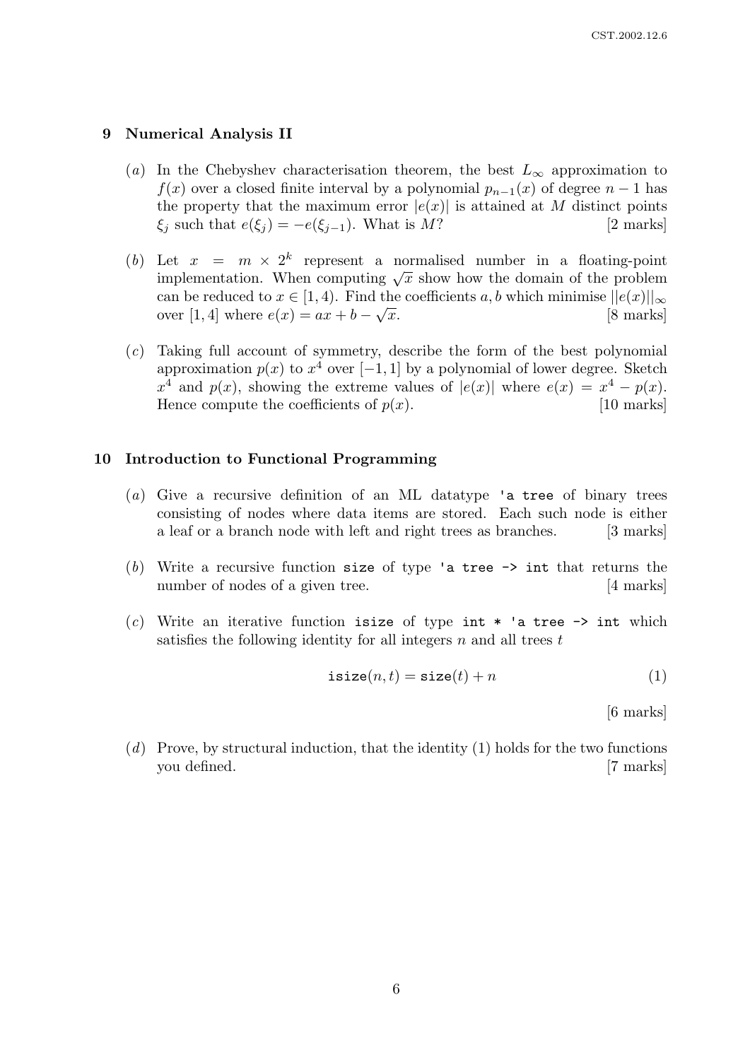## 9 Numerical Analysis II

(*a*) In the Chebyshev characterisation theorem, the best $L_\infty$ approximation to $f(x)$ over a closed finite interval by a polynomial $p_{n-1}(x)$ of degree $n-1$ has the property that the maximum error $|e(x)|$ is attained at $M$ distinct points $\xi_j$ such that $e(\xi_j) = -e(\xi_{j-1})$. What is $M$? [2 marks]

(*b*) Let $x = m \times 2^k$ represent a normalised number in a floating-point implementation. When computing $\sqrt{x}$ show how the domain of the problem can be reduced to $x \in [1, 4)$. Find the coefficients $a, b$ which minimise $||e(x)||_\infty$ over $[1, 4]$ where $e(x) = ax + b - \sqrt{x}$. [8 marks]

(*c*) Taking full account of symmetry, describe the form of the best polynomial approximation $p(x)$ to $x^4$ over $[-1, 1]$ by a polynomial of lower degree. Sketch $x^4$ and $p(x)$, showing the extreme values of $|e(x)|$ where $e(x) = x^4 - p(x)$. Hence compute the coefficients of $p(x)$. [10 marks]

## 10 Introduction to Functional Programming

(*a*) Give a recursive definition of an ML datatype `'a tree` of binary trees consisting of nodes where data items are stored. Each such node is either a leaf or a branch node with left and right trees as branches. [3 marks]

(*b*) Write a recursive function `size` of type `'a tree -> int` that returns the number of nodes of a given tree. [4 marks]

(*c*) Write an iterative function `isize` of type `int * 'a tree -> int` which satisfies the following identity for all integers $n$ and all trees $t$

$$\texttt{isize}(n, t) = \texttt{size}(t) + n \tag{1}$$

[6 marks]

(*d*) Prove, by structural induction, that the identity (1) holds for the two functions you defined. [7 marks]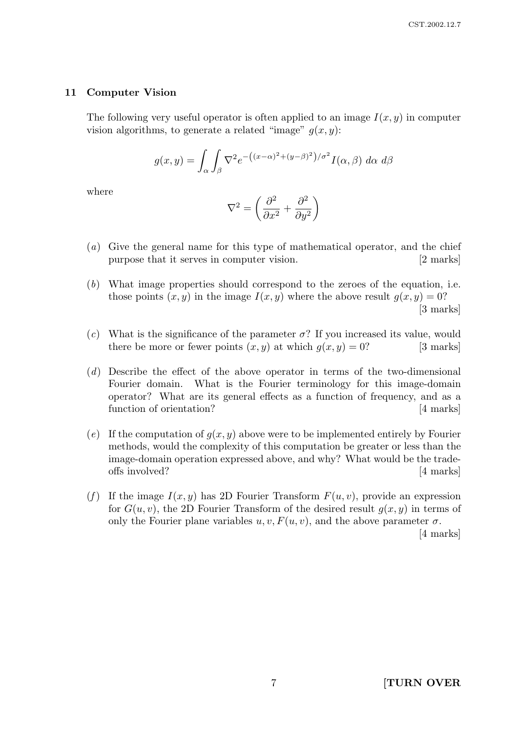## 11 Computer Vision

The following very useful operator is often applied to an image $I(x, y)$ in computer vision algorithms, to generate a related "image" $g(x, y)$:

$$g(x,y) = \int_{\alpha} \int_{\beta} \nabla^2 e^{-\left((x-\alpha)^2 + (y-\beta)^2\right)/\sigma^2} I(\alpha, \beta) \; d\alpha \; d\beta$$

where

$$\nabla^2 = \left( \frac{\partial^2}{\partial x^2} + \frac{\partial^2}{\partial y^2} \right)$$

(*a*) Give the general name for this type of mathematical operator, and the chief purpose that it serves in computer vision. [2 marks]

(*b*) What image properties should correspond to the zeroes of the equation, i.e. those points $(x, y)$ in the image $I(x, y)$ where the above result $g(x, y) = 0$? [3 marks]

(*c*) What is the significance of the parameter $\sigma$? If you increased its value, would there be more or fewer points $(x, y)$ at which $g(x, y) = 0$? [3 marks]

(*d*) Describe the effect of the above operator in terms of the two-dimensional Fourier domain. What is the Fourier terminology for this image-domain operator? What are its general effects as a function of frequency, and as a function of orientation? [4 marks]

(*e*) If the computation of $g(x, y)$ above were to be implemented entirely by Fourier methods, would the complexity of this computation be greater or less than the image-domain operation expressed above, and why? What would be the trade-offs involved? [4 marks]

(*f*) If the image $I(x, y)$ has 2D Fourier Transform $F(u, v)$, provide an expression for $G(u, v)$, the 2D Fourier Transform of the desired result $g(x, y)$ in terms of only the Fourier plane variables $u, v, F(u, v)$, and the above parameter $\sigma$. [4 marks]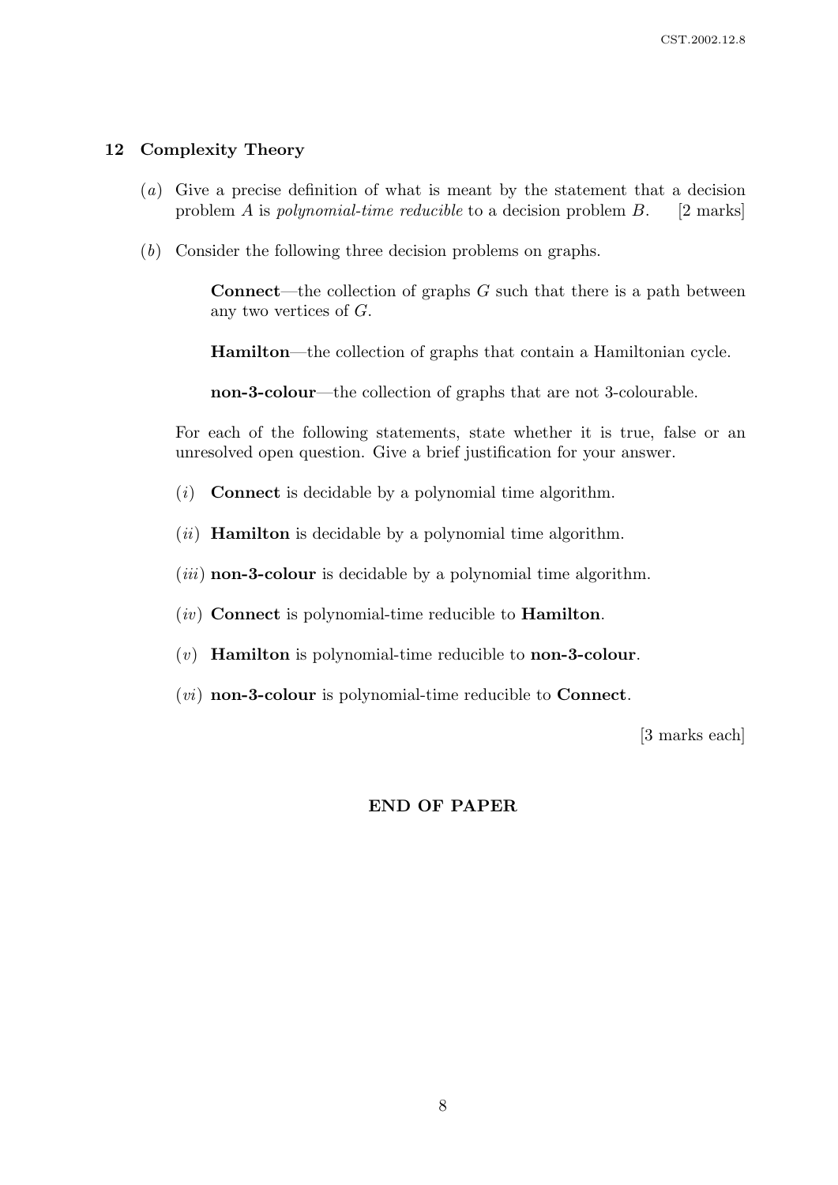## 12 Complexity Theory

(*a*) Give a precise definition of what is meant by the statement that a decision problem $A$ is *polynomial-time reducible* to a decision problem $B$. [2 marks]

(*b*) Consider the following three decision problems on graphs.

> **Connect**—the collection of graphs $G$ such that there is a path between any two vertices of $G$.
>
> **Hamilton**—the collection of graphs that contain a Hamiltonian cycle.
>
> **non-3-colour**—the collection of graphs that are not 3-colourable.

For each of the following statements, state whether it is true, false or an unresolved open question. Give a brief justification for your answer.

(*i*) **Connect** is decidable by a polynomial time algorithm.

(*ii*) **Hamilton** is decidable by a polynomial time algorithm.

(*iii*) **non-3-colour** is decidable by a polynomial time algorithm.

(*iv*) **Connect** is polynomial-time reducible to **Hamilton**.

(*v*) **Hamilton** is polynomial-time reducible to **non-3-colour**.

(*vi*) **non-3-colour** is polynomial-time reducible to **Connect**.

[3 marks each]

**END OF PAPER**